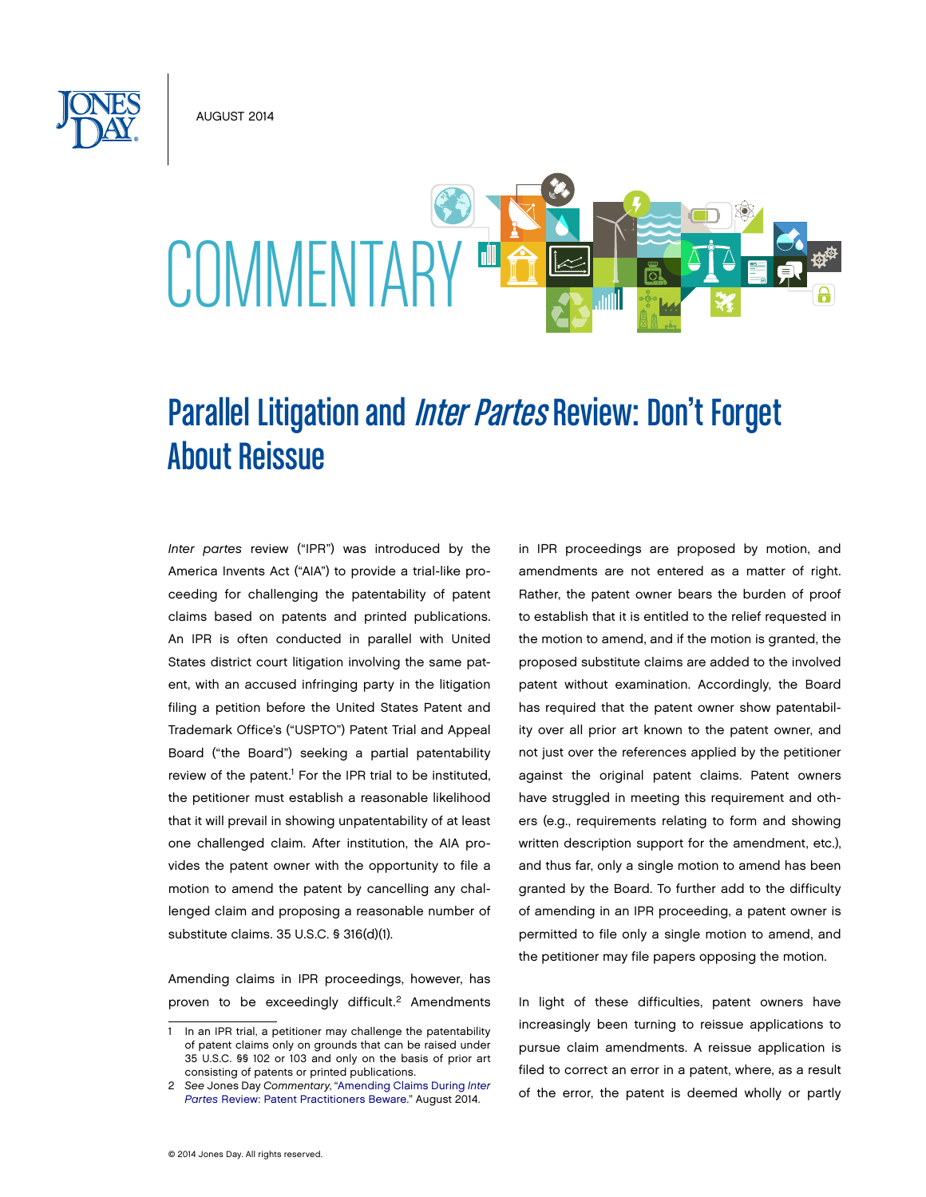AUGUST 2014

COMMENTARY

# Parallel Litigation and *Inter Partes* Review: Don't Forget About Reissue

*Inter partes* review ("IPR") was introduced by the America Invents Act ("AIA") to provide a trial-like proceeding for challenging the patentability of patent claims based on patents and printed publications. An IPR is often conducted in parallel with United States district court litigation involving the same patent, with an accused infringing party in the litigation filing a petition before the United States Patent and Trademark Office's ("USPTO") Patent Trial and Appeal Board ("the Board") seeking a partial patentability review of the patent.[1] For the IPR trial to be instituted, the petitioner must establish a reasonable likelihood that it will prevail in showing unpatentability of at least one challenged claim. After institution, the AIA provides the patent owner with the opportunity to file a motion to amend the patent by cancelling any challenged claim and proposing a reasonable number of substitute claims. 35 U.S.C. § 316(d)(1).

Amending claims in IPR proceedings, however, has proven to be exceedingly difficult.[2] Amendments in IPR proceedings are proposed by motion, and amendments are not entered as a matter of right. Rather, the patent owner bears the burden of proof to establish that it is entitled to the relief requested in the motion to amend, and if the motion is granted, the proposed substitute claims are added to the involved patent without examination. Accordingly, the Board has required that the patent owner show patentability over all prior art known to the patent owner, and not just over the references applied by the petitioner against the original patent claims. Patent owners have struggled in meeting this requirement and others (e.g., requirements relating to form and showing written description support for the amendment, etc.), and thus far, only a single motion to amend has been granted by the Board. To further add to the difficulty of amending in an IPR proceeding, a patent owner is permitted to file only a single motion to amend, and the petitioner may file papers opposing the motion.

In light of these difficulties, patent owners have increasingly been turning to reissue applications to pursue claim amendments. A reissue application is filed to correct an error in a patent, where, as a result of the error, the patent is deemed wholly or partly

---

1 In an IPR trial, a petitioner may challenge the patentability of patent claims only on grounds that can be raised under 35 U.S.C. §§ 102 or 103 and only on the basis of prior art consisting of patents or printed publications.

2 *See* Jones Day *Commentary*, "Amending Claims During *Inter Partes* Review: Patent Practitioners Beware." August 2014.

© 2014 Jones Day. All rights reserved.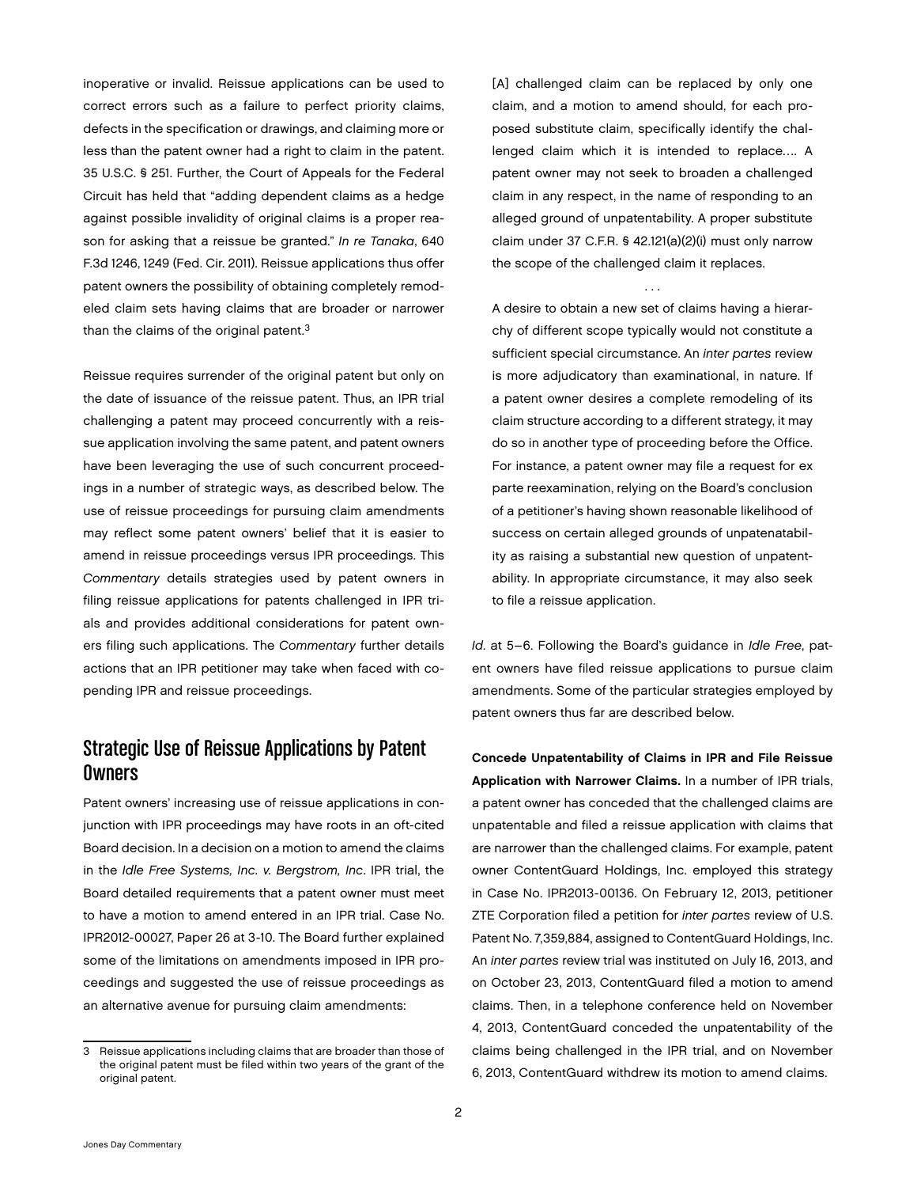inoperative or invalid. Reissue applications can be used to correct errors such as a failure to perfect priority claims, defects in the specification or drawings, and claiming more or less than the patent owner had a right to claim in the patent. 35 U.S.C. § 251. Further, the Court of Appeals for the Federal Circuit has held that "adding dependent claims as a hedge against possible invalidity of original claims is a proper reason for asking that a reissue be granted." *In re Tanaka*, 640 F.3d 1246, 1249 (Fed. Cir. 2011). Reissue applications thus offer patent owners the possibility of obtaining completely remodeled claim sets having claims that are broader or narrower than the claims of the original patent.[3]

Reissue requires surrender of the original patent but only on the date of issuance of the reissue patent. Thus, an IPR trial challenging a patent may proceed concurrently with a reissue application involving the same patent, and patent owners have been leveraging the use of such concurrent proceedings in a number of strategic ways, as described below. The use of reissue proceedings for pursuing claim amendments may reflect some patent owners' belief that it is easier to amend in reissue proceedings versus IPR proceedings. This *Commentary* details strategies used by patent owners in filing reissue applications for patents challenged in IPR trials and provides additional considerations for patent owners filing such applications. The *Commentary* further details actions that an IPR petitioner may take when faced with co-pending IPR and reissue proceedings.

## Strategic Use of Reissue Applications by Patent Owners

Patent owners' increasing use of reissue applications in conjunction with IPR proceedings may have roots in an oft-cited Board decision. In a decision on a motion to amend the claims in the *Idle Free Systems, Inc. v. Bergstrom, Inc.* IPR trial, the Board detailed requirements that a patent owner must meet to have a motion to amend entered in an IPR trial. Case No. IPR2012-00027, Paper 26 at 3-10. The Board further explained some of the limitations on amendments imposed in IPR proceedings and suggested the use of reissue proceedings as an alternative avenue for pursuing claim amendments:

> [A] challenged claim can be replaced by only one claim, and a motion to amend should, for each proposed substitute claim, specifically identify the challenged claim which it is intended to replace.… A patent owner may not seek to broaden a challenged claim in any respect, in the name of responding to an alleged ground of unpatentability. A proper substitute claim under 37 C.F.R. § 42.121(a)(2)(i) must only narrow the scope of the challenged claim it replaces.
>
> . . .
>
> A desire to obtain a new set of claims having a hierarchy of different scope typically would not constitute a sufficient special circumstance. An *inter partes* review is more adjudicatory than examinational, in nature. If a patent owner desires a complete remodeling of its claim structure according to a different strategy, it may do so in another type of proceeding before the Office. For instance, a patent owner may file a request for ex parte reexamination, relying on the Board's conclusion of a petitioner's having shown reasonable likelihood of success on certain alleged grounds of unpatenatability as raising a substantial new question of unpatentability. In appropriate circumstance, it may also seek to file a reissue application.

*Id.* at 5–6. Following the Board's guidance in *Idle Free*, patent owners have filed reissue applications to pursue claim amendments. Some of the particular strategies employed by patent owners thus far are described below.

**Concede Unpatentability of Claims in IPR and File Reissue Application with Narrower Claims.** In a number of IPR trials, a patent owner has conceded that the challenged claims are unpatentable and filed a reissue application with claims that are narrower than the challenged claims. For example, patent owner ContentGuard Holdings, Inc. employed this strategy in Case No. IPR2013-00136. On February 12, 2013, petitioner ZTE Corporation filed a petition for *inter partes* review of U.S. Patent No. 7,359,884, assigned to ContentGuard Holdings, Inc. An *inter partes* review trial was instituted on July 16, 2013, and on October 23, 2013, ContentGuard filed a motion to amend claims. Then, in a telephone conference held on November 4, 2013, ContentGuard conceded the unpatentability of the claims being challenged in the IPR trial, and on November 6, 2013, ContentGuard withdrew its motion to amend claims.

[3] Reissue applications including claims that are broader than those of the original patent must be filed within two years of the grant of the original patent.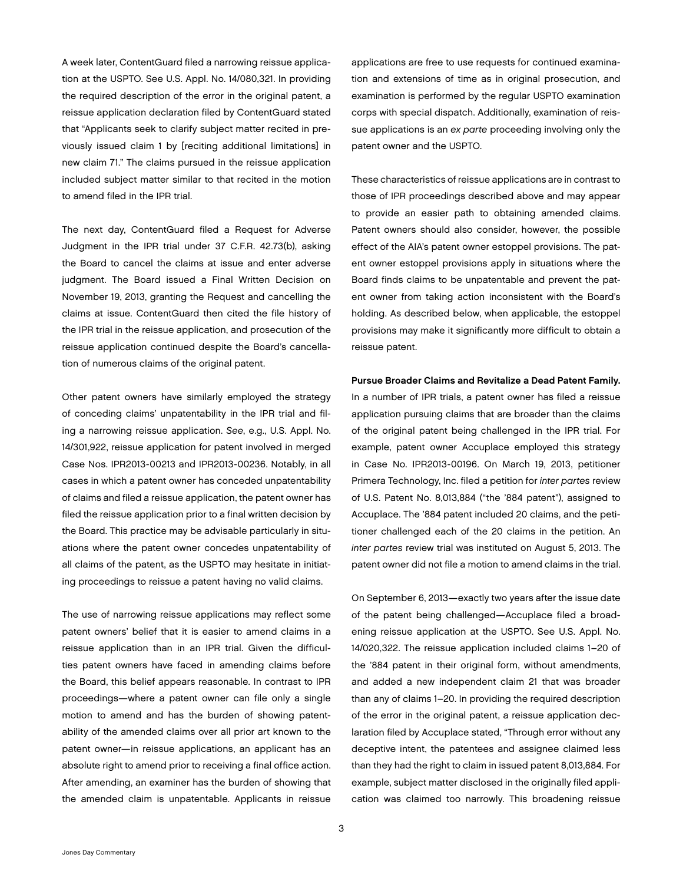A week later, ContentGuard filed a narrowing reissue application at the USPTO. See U.S. Appl. No. 14/080,321. In providing the required description of the error in the original patent, a reissue application declaration filed by ContentGuard stated that "Applicants seek to clarify subject matter recited in previously issued claim 1 by [reciting additional limitations] in new claim 71." The claims pursued in the reissue application included subject matter similar to that recited in the motion to amend filed in the IPR trial.

The next day, ContentGuard filed a Request for Adverse Judgment in the IPR trial under 37 C.F.R. 42.73(b), asking the Board to cancel the claims at issue and enter adverse judgment. The Board issued a Final Written Decision on November 19, 2013, granting the Request and cancelling the claims at issue. ContentGuard then cited the file history of the IPR trial in the reissue application, and prosecution of the reissue application continued despite the Board's cancellation of numerous claims of the original patent.

Other patent owners have similarly employed the strategy of conceding claims' unpatentability in the IPR trial and filing a narrowing reissue application. *See*, e.g., U.S. Appl. No. 14/301,922, reissue application for patent involved in merged Case Nos. IPR2013-00213 and IPR2013-00236. Notably, in all cases in which a patent owner has conceded unpatentability of claims and filed a reissue application, the patent owner has filed the reissue application prior to a final written decision by the Board. This practice may be advisable particularly in situations where the patent owner concedes unpatentability of all claims of the patent, as the USPTO may hesitate in initiating proceedings to reissue a patent having no valid claims.

The use of narrowing reissue applications may reflect some patent owners' belief that it is easier to amend claims in a reissue application than in an IPR trial. Given the difficulties patent owners have faced in amending claims before the Board, this belief appears reasonable. In contrast to IPR proceedings—where a patent owner can file only a single motion to amend and has the burden of showing patentability of the amended claims over all prior art known to the patent owner—in reissue applications, an applicant has an absolute right to amend prior to receiving a final office action. After amending, an examiner has the burden of showing that the amended claim is unpatentable. Applicants in reissue applications are free to use requests for continued examination and extensions of time as in original prosecution, and examination is performed by the regular USPTO examination corps with special dispatch. Additionally, examination of reissue applications is an *ex parte* proceeding involving only the patent owner and the USPTO.

These characteristics of reissue applications are in contrast to those of IPR proceedings described above and may appear to provide an easier path to obtaining amended claims. Patent owners should also consider, however, the possible effect of the AIA's patent owner estoppel provisions. The patent owner estoppel provisions apply in situations where the Board finds claims to be unpatentable and prevent the patent owner from taking action inconsistent with the Board's holding. As described below, when applicable, the estoppel provisions may make it significantly more difficult to obtain a reissue patent.

**Pursue Broader Claims and Revitalize a Dead Patent Family.** In a number of IPR trials, a patent owner has filed a reissue application pursuing claims that are broader than the claims of the original patent being challenged in the IPR trial. For example, patent owner Accuplace employed this strategy in Case No. IPR2013-00196. On March 19, 2013, petitioner Primera Technology, Inc. filed a petition for *inter partes* review of U.S. Patent No. 8,013,884 ("the '884 patent"), assigned to Accuplace. The '884 patent included 20 claims, and the petitioner challenged each of the 20 claims in the petition. An *inter partes* review trial was instituted on August 5, 2013. The patent owner did not file a motion to amend claims in the trial.

On September 6, 2013—exactly two years after the issue date of the patent being challenged—Accuplace filed a broadening reissue application at the USPTO. See U.S. Appl. No. 14/020,322. The reissue application included claims 1–20 of the '884 patent in their original form, without amendments, and added a new independent claim 21 that was broader than any of claims 1–20. In providing the required description of the error in the original patent, a reissue application declaration filed by Accuplace stated, "Through error without any deceptive intent, the patentees and assignee claimed less than they had the right to claim in issued patent 8,013,884. For example, subject matter disclosed in the originally filed application was claimed too narrowly. This broadening reissue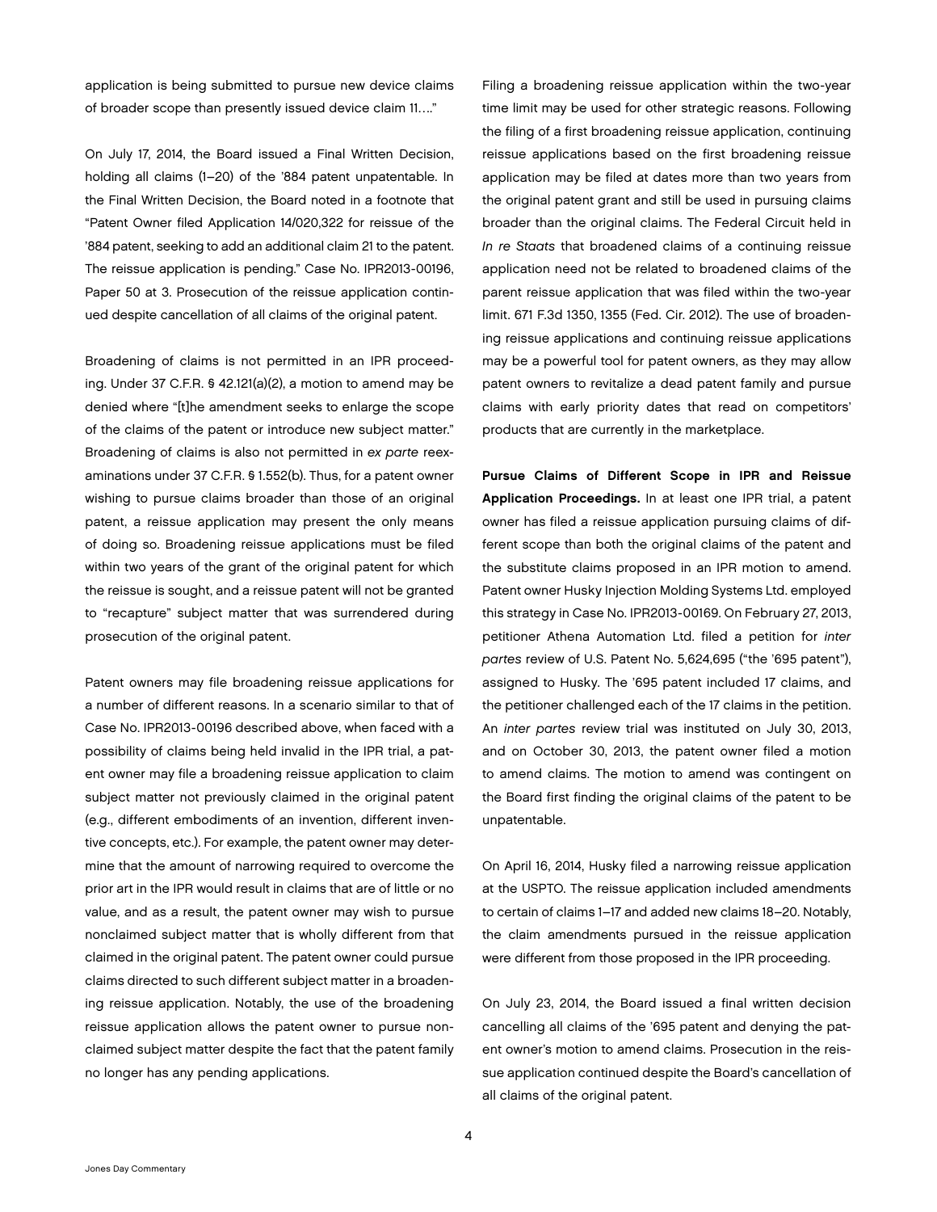application is being submitted to pursue new device claims of broader scope than presently issued device claim 11…."

On July 17, 2014, the Board issued a Final Written Decision, holding all claims (1–20) of the '884 patent unpatentable. In the Final Written Decision, the Board noted in a footnote that "Patent Owner filed Application 14/020,322 for reissue of the '884 patent, seeking to add an additional claim 21 to the patent. The reissue application is pending." Case No. IPR2013-00196, Paper 50 at 3. Prosecution of the reissue application continued despite cancellation of all claims of the original patent.

Broadening of claims is not permitted in an IPR proceeding. Under 37 C.F.R. § 42.121(a)(2), a motion to amend may be denied where "[t]he amendment seeks to enlarge the scope of the claims of the patent or introduce new subject matter." Broadening of claims is also not permitted in *ex parte* reexaminations under 37 C.F.R. § 1.552(b). Thus, for a patent owner wishing to pursue claims broader than those of an original patent, a reissue application may present the only means of doing so. Broadening reissue applications must be filed within two years of the grant of the original patent for which the reissue is sought, and a reissue patent will not be granted to "recapture" subject matter that was surrendered during prosecution of the original patent.

Patent owners may file broadening reissue applications for a number of different reasons. In a scenario similar to that of Case No. IPR2013-00196 described above, when faced with a possibility of claims being held invalid in the IPR trial, a patent owner may file a broadening reissue application to claim subject matter not previously claimed in the original patent (e.g., different embodiments of an invention, different inventive concepts, etc.). For example, the patent owner may determine that the amount of narrowing required to overcome the prior art in the IPR would result in claims that are of little or no value, and as a result, the patent owner may wish to pursue nonclaimed subject matter that is wholly different from that claimed in the original patent. The patent owner could pursue claims directed to such different subject matter in a broadening reissue application. Notably, the use of the broadening reissue application allows the patent owner to pursue nonclaimed subject matter despite the fact that the patent family no longer has any pending applications.

Filing a broadening reissue application within the two-year time limit may be used for other strategic reasons. Following the filing of a first broadening reissue application, continuing reissue applications based on the first broadening reissue application may be filed at dates more than two years from the original patent grant and still be used in pursuing claims broader than the original claims. The Federal Circuit held in *In re Staats* that broadened claims of a continuing reissue application need not be related to broadened claims of the parent reissue application that was filed within the two-year limit. 671 F.3d 1350, 1355 (Fed. Cir. 2012). The use of broadening reissue applications and continuing reissue applications may be a powerful tool for patent owners, as they may allow patent owners to revitalize a dead patent family and pursue claims with early priority dates that read on competitors' products that are currently in the marketplace.

**Pursue Claims of Different Scope in IPR and Reissue Application Proceedings.** In at least one IPR trial, a patent owner has filed a reissue application pursuing claims of different scope than both the original claims of the patent and the substitute claims proposed in an IPR motion to amend. Patent owner Husky Injection Molding Systems Ltd. employed this strategy in Case No. IPR2013-00169. On February 27, 2013, petitioner Athena Automation Ltd. filed a petition for *inter partes* review of U.S. Patent No. 5,624,695 ("the '695 patent"), assigned to Husky. The '695 patent included 17 claims, and the petitioner challenged each of the 17 claims in the petition. An *inter partes* review trial was instituted on July 30, 2013, and on October 30, 2013, the patent owner filed a motion to amend claims. The motion to amend was contingent on the Board first finding the original claims of the patent to be unpatentable.

On April 16, 2014, Husky filed a narrowing reissue application at the USPTO. The reissue application included amendments to certain of claims 1–17 and added new claims 18–20. Notably, the claim amendments pursued in the reissue application were different from those proposed in the IPR proceeding.

On July 23, 2014, the Board issued a final written decision cancelling all claims of the '695 patent and denying the patent owner's motion to amend claims. Prosecution in the reissue application continued despite the Board's cancellation of all claims of the original patent.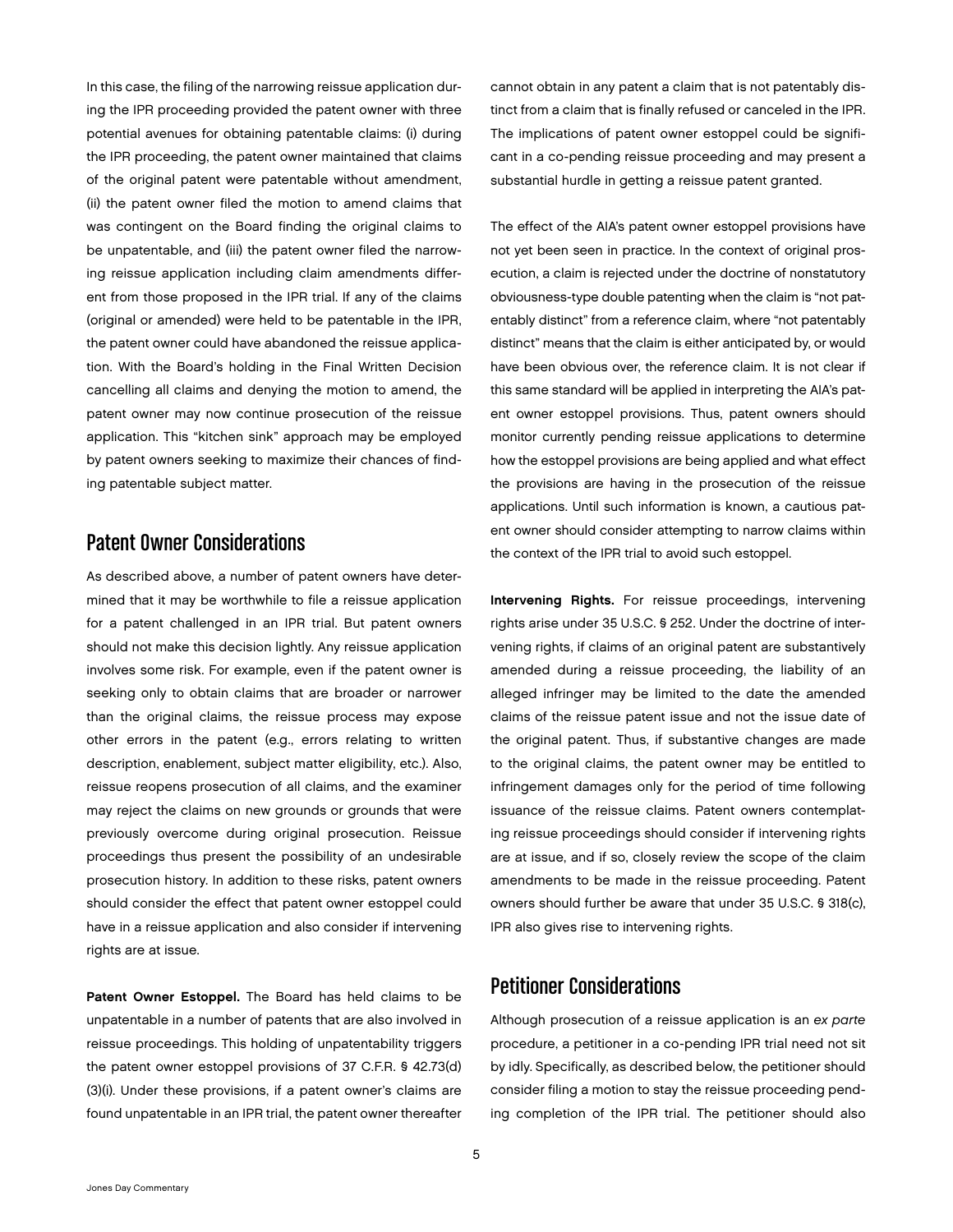In this case, the filing of the narrowing reissue application during the IPR proceeding provided the patent owner with three potential avenues for obtaining patentable claims: (i) during the IPR proceeding, the patent owner maintained that claims of the original patent were patentable without amendment, (ii) the patent owner filed the motion to amend claims that was contingent on the Board finding the original claims to be unpatentable, and (iii) the patent owner filed the narrowing reissue application including claim amendments different from those proposed in the IPR trial. If any of the claims (original or amended) were held to be patentable in the IPR, the patent owner could have abandoned the reissue application. With the Board's holding in the Final Written Decision cancelling all claims and denying the motion to amend, the patent owner may now continue prosecution of the reissue application. This "kitchen sink" approach may be employed by patent owners seeking to maximize their chances of finding patentable subject matter.

## Patent Owner Considerations

As described above, a number of patent owners have determined that it may be worthwhile to file a reissue application for a patent challenged in an IPR trial. But patent owners should not make this decision lightly. Any reissue application involves some risk. For example, even if the patent owner is seeking only to obtain claims that are broader or narrower than the original claims, the reissue process may expose other errors in the patent (e.g., errors relating to written description, enablement, subject matter eligibility, etc.). Also, reissue reopens prosecution of all claims, and the examiner may reject the claims on new grounds or grounds that were previously overcome during original prosecution. Reissue proceedings thus present the possibility of an undesirable prosecution history. In addition to these risks, patent owners should consider the effect that patent owner estoppel could have in a reissue application and also consider if intervening rights are at issue.

**Patent Owner Estoppel.** The Board has held claims to be unpatentable in a number of patents that are also involved in reissue proceedings. This holding of unpatentability triggers the patent owner estoppel provisions of 37 C.F.R. § 42.73(d)(3)(i). Under these provisions, if a patent owner's claims are found unpatentable in an IPR trial, the patent owner thereafter cannot obtain in any patent a claim that is not patentably distinct from a claim that is finally refused or canceled in the IPR. The implications of patent owner estoppel could be significant in a co-pending reissue proceeding and may present a substantial hurdle in getting a reissue patent granted.

The effect of the AIA's patent owner estoppel provisions have not yet been seen in practice. In the context of original prosecution, a claim is rejected under the doctrine of nonstatutory obviousness-type double patenting when the claim is "not patentably distinct" from a reference claim, where "not patentably distinct" means that the claim is either anticipated by, or would have been obvious over, the reference claim. It is not clear if this same standard will be applied in interpreting the AIA's patent owner estoppel provisions. Thus, patent owners should monitor currently pending reissue applications to determine how the estoppel provisions are being applied and what effect the provisions are having in the prosecution of the reissue applications. Until such information is known, a cautious patent owner should consider attempting to narrow claims within the context of the IPR trial to avoid such estoppel.

**Intervening Rights.** For reissue proceedings, intervening rights arise under 35 U.S.C. § 252. Under the doctrine of intervening rights, if claims of an original patent are substantively amended during a reissue proceeding, the liability of an alleged infringer may be limited to the date the amended claims of the reissue patent issue and not the issue date of the original patent. Thus, if substantive changes are made to the original claims, the patent owner may be entitled to infringement damages only for the period of time following issuance of the reissue claims. Patent owners contemplating reissue proceedings should consider if intervening rights are at issue, and if so, closely review the scope of the claim amendments to be made in the reissue proceeding. Patent owners should further be aware that under 35 U.S.C. § 318(c), IPR also gives rise to intervening rights.

## Petitioner Considerations

Although prosecution of a reissue application is an *ex parte* procedure, a petitioner in a co-pending IPR trial need not sit by idly. Specifically, as described below, the petitioner should consider filing a motion to stay the reissue proceeding pending completion of the IPR trial. The petitioner should also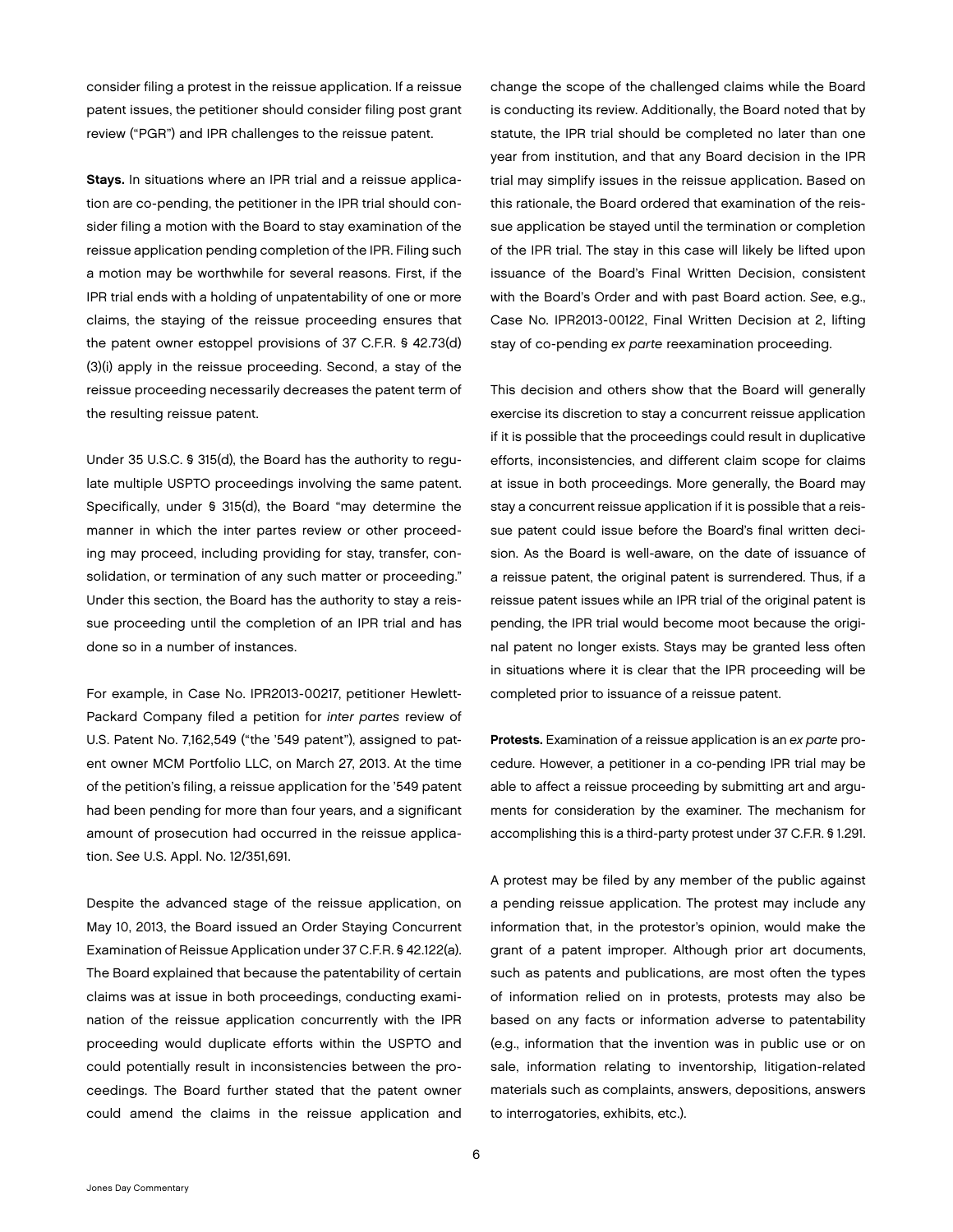consider filing a protest in the reissue application. If a reissue patent issues, the petitioner should consider filing post grant review ("PGR") and IPR challenges to the reissue patent.

**Stays.** In situations where an IPR trial and a reissue application are co-pending, the petitioner in the IPR trial should consider filing a motion with the Board to stay examination of the reissue application pending completion of the IPR. Filing such a motion may be worthwhile for several reasons. First, if the IPR trial ends with a holding of unpatentability of one or more claims, the staying of the reissue proceeding ensures that the patent owner estoppel provisions of 37 C.F.R. § 42.73(d)(3)(i) apply in the reissue proceeding. Second, a stay of the reissue proceeding necessarily decreases the patent term of the resulting reissue patent.

Under 35 U.S.C. § 315(d), the Board has the authority to regulate multiple USPTO proceedings involving the same patent. Specifically, under § 315(d), the Board "may determine the manner in which the inter partes review or other proceeding may proceed, including providing for stay, transfer, consolidation, or termination of any such matter or proceeding." Under this section, the Board has the authority to stay a reissue proceeding until the completion of an IPR trial and has done so in a number of instances.

For example, in Case No. IPR2013-00217, petitioner Hewlett-Packard Company filed a petition for *inter partes* review of U.S. Patent No. 7,162,549 ("the '549 patent"), assigned to patent owner MCM Portfolio LLC, on March 27, 2013. At the time of the petition's filing, a reissue application for the '549 patent had been pending for more than four years, and a significant amount of prosecution had occurred in the reissue application. *See* U.S. Appl. No. 12/351,691.

Despite the advanced stage of the reissue application, on May 10, 2013, the Board issued an Order Staying Concurrent Examination of Reissue Application under 37 C.F.R. § 42.122(a). The Board explained that because the patentability of certain claims was at issue in both proceedings, conducting examination of the reissue application concurrently with the IPR proceeding would duplicate efforts within the USPTO and could potentially result in inconsistencies between the proceedings. The Board further stated that the patent owner could amend the claims in the reissue application and change the scope of the challenged claims while the Board is conducting its review. Additionally, the Board noted that by statute, the IPR trial should be completed no later than one year from institution, and that any Board decision in the IPR trial may simplify issues in the reissue application. Based on this rationale, the Board ordered that examination of the reissue application be stayed until the termination or completion of the IPR trial. The stay in this case will likely be lifted upon issuance of the Board's Final Written Decision, consistent with the Board's Order and with past Board action. *See*, e.g., Case No. IPR2013-00122, Final Written Decision at 2, lifting stay of co-pending *ex parte* reexamination proceeding.

This decision and others show that the Board will generally exercise its discretion to stay a concurrent reissue application if it is possible that the proceedings could result in duplicative efforts, inconsistencies, and different claim scope for claims at issue in both proceedings. More generally, the Board may stay a concurrent reissue application if it is possible that a reissue patent could issue before the Board's final written decision. As the Board is well-aware, on the date of issuance of a reissue patent, the original patent is surrendered. Thus, if a reissue patent issues while an IPR trial of the original patent is pending, the IPR trial would become moot because the original patent no longer exists. Stays may be granted less often in situations where it is clear that the IPR proceeding will be completed prior to issuance of a reissue patent.

**Protests.** Examination of a reissue application is an *ex parte* procedure. However, a petitioner in a co-pending IPR trial may be able to affect a reissue proceeding by submitting art and arguments for consideration by the examiner. The mechanism for accomplishing this is a third-party protest under 37 C.F.R. § 1.291.

A protest may be filed by any member of the public against a pending reissue application. The protest may include any information that, in the protestor's opinion, would make the grant of a patent improper. Although prior art documents, such as patents and publications, are most often the types of information relied on in protests, protests may also be based on any facts or information adverse to patentability (e.g., information that the invention was in public use or on sale, information relating to inventorship, litigation-related materials such as complaints, answers, depositions, answers to interrogatories, exhibits, etc.).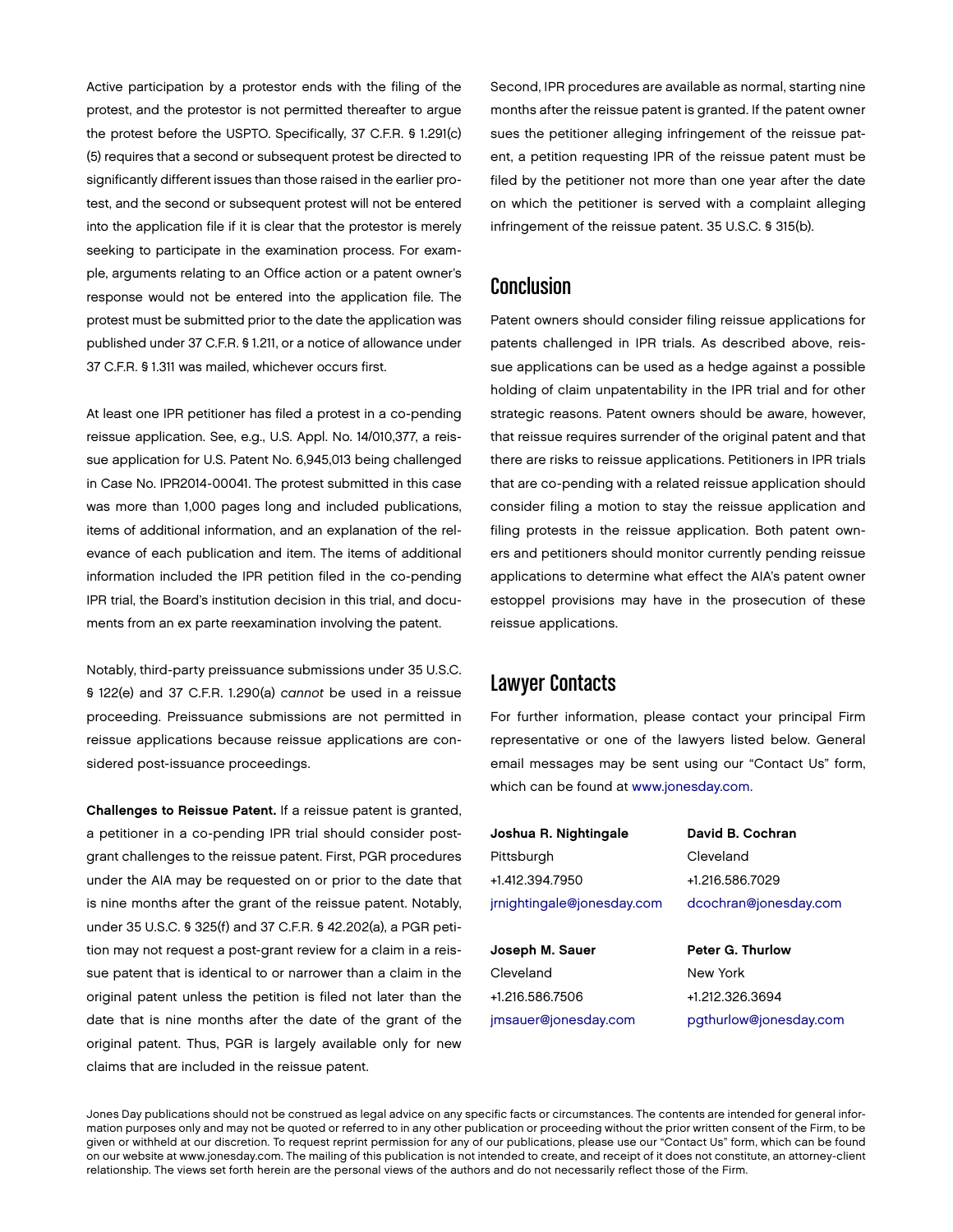Active participation by a protestor ends with the filing of the protest, and the protestor is not permitted thereafter to argue the protest before the USPTO. Specifically, 37 C.F.R. § 1.291(c)(5) requires that a second or subsequent protest be directed to significantly different issues than those raised in the earlier protest, and the second or subsequent protest will not be entered into the application file if it is clear that the protestor is merely seeking to participate in the examination process. For example, arguments relating to an Office action or a patent owner's response would not be entered into the application file. The protest must be submitted prior to the date the application was published under 37 C.F.R. § 1.211, or a notice of allowance under 37 C.F.R. § 1.311 was mailed, whichever occurs first.

At least one IPR petitioner has filed a protest in a co-pending reissue application. See, e.g., U.S. Appl. No. 14/010,377, a reissue application for U.S. Patent No. 6,945,013 being challenged in Case No. IPR2014-00041. The protest submitted in this case was more than 1,000 pages long and included publications, items of additional information, and an explanation of the relevance of each publication and item. The items of additional information included the IPR petition filed in the co-pending IPR trial, the Board's institution decision in this trial, and documents from an ex parte reexamination involving the patent.

Notably, third-party preissuance submissions under 35 U.S.C. § 122(e) and 37 C.F.R. 1.290(a) *cannot* be used in a reissue proceeding. Preissuance submissions are not permitted in reissue applications because reissue applications are considered post-issuance proceedings.

**Challenges to Reissue Patent.** If a reissue patent is granted, a petitioner in a co-pending IPR trial should consider post-grant challenges to the reissue patent. First, PGR procedures under the AIA may be requested on or prior to the date that is nine months after the grant of the reissue patent. Notably, under 35 U.S.C. § 325(f) and 37 C.F.R. § 42.202(a), a PGR petition may not request a post-grant review for a claim in a reissue patent that is identical to or narrower than a claim in the original patent unless the petition is filed not later than the date that is nine months after the date of the grant of the original patent. Thus, PGR is largely available only for new claims that are included in the reissue patent.

Second, IPR procedures are available as normal, starting nine months after the reissue patent is granted. If the patent owner sues the petitioner alleging infringement of the reissue patent, a petition requesting IPR of the reissue patent must be filed by the petitioner not more than one year after the date on which the petitioner is served with a complaint alleging infringement of the reissue patent. 35 U.S.C. § 315(b).

## Conclusion

Patent owners should consider filing reissue applications for patents challenged in IPR trials. As described above, reissue applications can be used as a hedge against a possible holding of claim unpatentability in the IPR trial and for other strategic reasons. Patent owners should be aware, however, that reissue requires surrender of the original patent and that there are risks to reissue applications. Petitioners in IPR trials that are co-pending with a related reissue application should consider filing a motion to stay the reissue application and filing protests in the reissue application. Both patent owners and petitioners should monitor currently pending reissue applications to determine what effect the AIA's patent owner estoppel provisions may have in the prosecution of these reissue applications.

## Lawyer Contacts

For further information, please contact your principal Firm representative or one of the lawyers listed below. General email messages may be sent using our "Contact Us" form, which can be found at www.jonesday.com.

**Joshua R. Nightingale**
Pittsburgh
+1.412.394.7950
jrnightingale@jonesday.com

**David B. Cochran**
Cleveland
+1.216.586.7029
dcochran@jonesday.com

**Joseph M. Sauer**
Cleveland
+1.216.586.7506
jmsauer@jonesday.com

**Peter G. Thurlow**
New York
+1.212.326.3694
pgthurlow@jonesday.com

Jones Day publications should not be construed as legal advice on any specific facts or circumstances. The contents are intended for general information purposes only and may not be quoted or referred to in any other publication or proceeding without the prior written consent of the Firm, to be given or withheld at our discretion. To request reprint permission for any of our publications, please use our "Contact Us" form, which can be found on our website at www.jonesday.com. The mailing of this publication is not intended to create, and receipt of it does not constitute, an attorney-client relationship. The views set forth herein are the personal views of the authors and do not necessarily reflect those of the Firm.